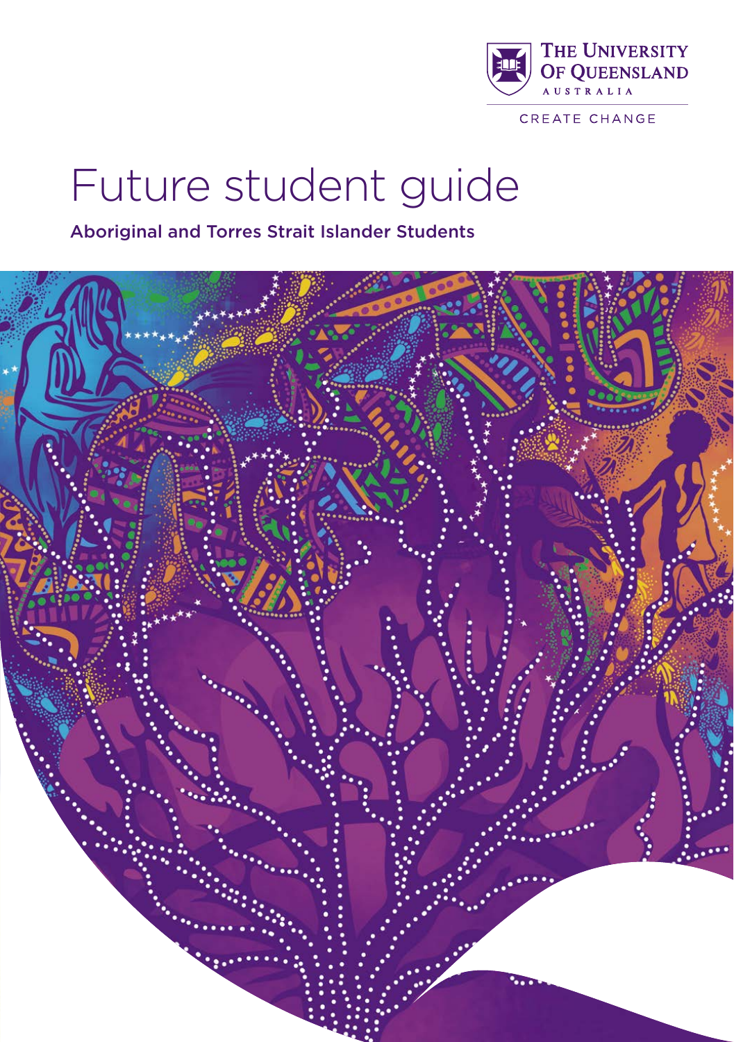The University of Queensland

AUSTRALIA

CREATE CHANGE

# Future student guide

## Aboriginal and Torres Strait Islander Students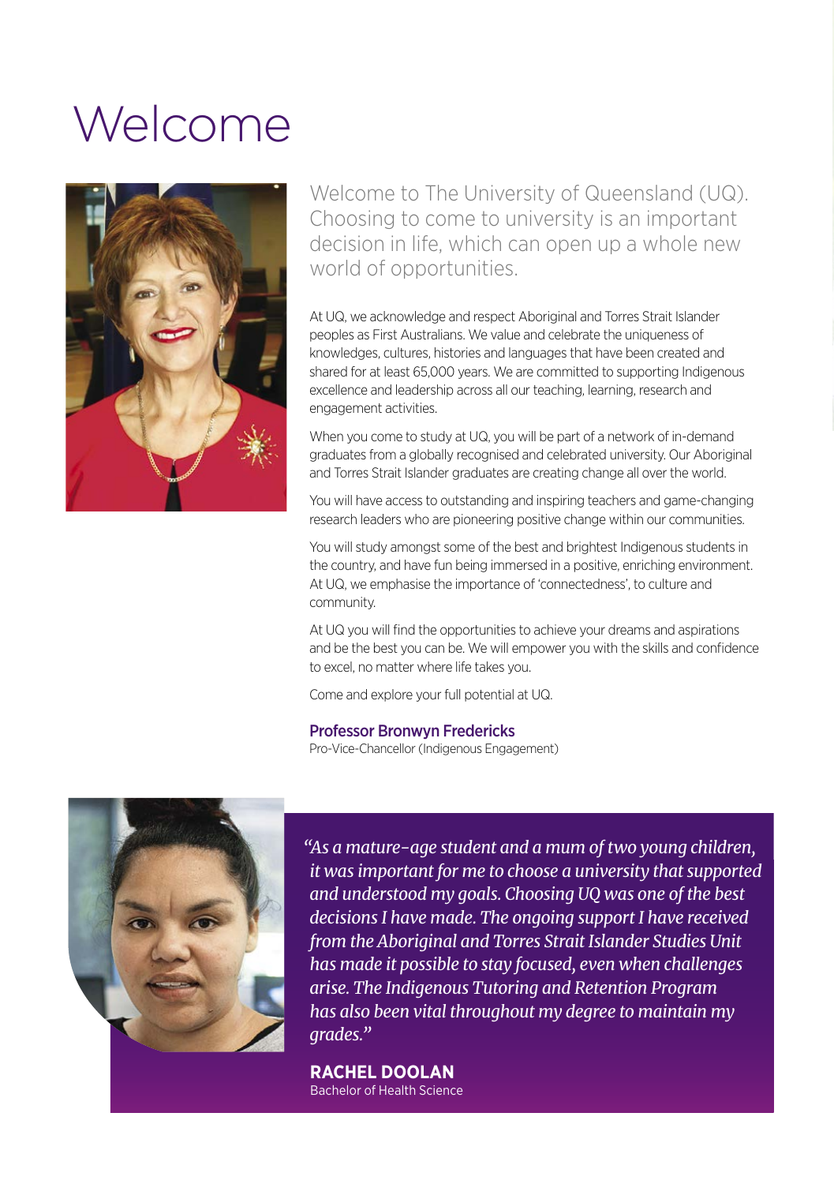# Welcome

Welcome to The University of Queensland (UQ). Choosing to come to university is an important decision in life, which can open up a whole new world of opportunities.

At UQ, we acknowledge and respect Aboriginal and Torres Strait Islander peoples as First Australians. We value and celebrate the uniqueness of knowledges, cultures, histories and languages that have been created and shared for at least 65,000 years. We are committed to supporting Indigenous excellence and leadership across all our teaching, learning, research and engagement activities.

When you come to study at UQ, you will be part of a network of in-demand graduates from a globally recognised and celebrated university. Our Aboriginal and Torres Strait Islander graduates are creating change all over the world.

You will have access to outstanding and inspiring teachers and game-changing research leaders who are pioneering positive change within our communities.

You will study amongst some of the best and brightest Indigenous students in the country, and have fun being immersed in a positive, enriching environment. At UQ, we emphasise the importance of 'connectedness', to culture and community.

At UQ you will find the opportunities to achieve your dreams and aspirations and be the best you can be. We will empower you with the skills and confidence to excel, no matter where life takes you.

Come and explore your full potential at UQ.

**Professor Bronwyn Fredericks**
Pro-Vice-Chancellor (Indigenous Engagement)

*"As a mature-age student and a mum of two young children, it was important for me to choose a university that supported and understood my goals. Choosing UQ was one of the best decisions I have made. The ongoing support I have received from the Aboriginal and Torres Strait Islander Studies Unit has made it possible to stay focused, even when challenges arise. The Indigenous Tutoring and Retention Program has also been vital throughout my degree to maintain my grades."*

**RACHEL DOOLAN**
Bachelor of Health Science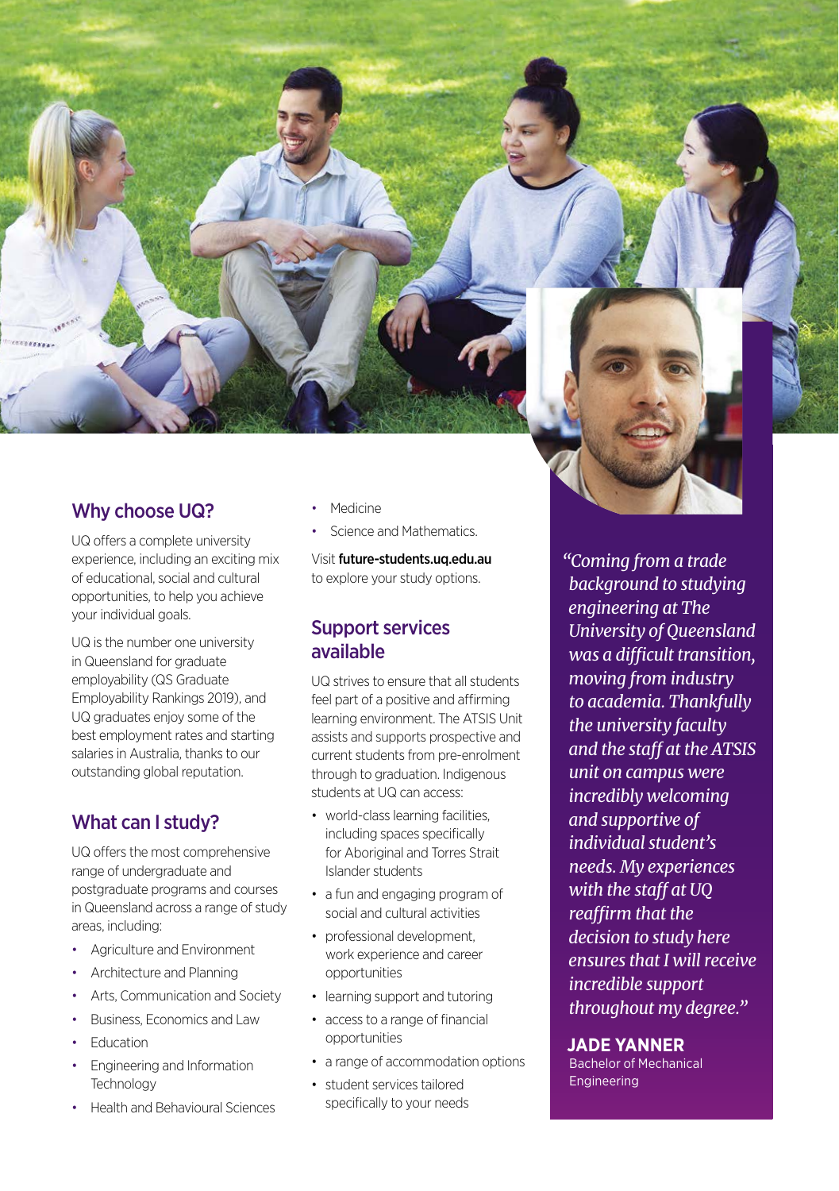## Why choose UQ?

UQ offers a complete university experience, including an exciting mix of educational, social and cultural opportunities, to help you achieve your individual goals.

UQ is the number one university in Queensland for graduate employability (QS Graduate Employability Rankings 2019), and UQ graduates enjoy some of the best employment rates and starting salaries in Australia, thanks to our outstanding global reputation.

## What can I study?

UQ offers the most comprehensive range of undergraduate and postgraduate programs and courses in Queensland across a range of study areas, including:

- Agriculture and Environment
- Architecture and Planning
- Arts, Communication and Society
- Business, Economics and Law
- Education
- Engineering and Information Technology
- Health and Behavioural Sciences
- Medicine
- Science and Mathematics.

Visit **future-students.uq.edu.au** to explore your study options.

## Support services available

UQ strives to ensure that all students feel part of a positive and affirming learning environment. The ATSIS Unit assists and supports prospective and current students from pre-enrolment through to graduation. Indigenous students at UQ can access:

- world-class learning facilities, including spaces specifically for Aboriginal and Torres Strait Islander students
- a fun and engaging program of social and cultural activities
- professional development, work experience and career opportunities
- learning support and tutoring
- access to a range of financial opportunities
- a range of accommodation options
- student services tailored specifically to your needs

*"Coming from a trade background to studying engineering at The University of Queensland was a difficult transition, moving from industry to academia. Thankfully the university faculty and the staff at the ATSIS unit on campus were incredibly welcoming and supportive of individual student's needs. My experiences with the staff at UQ reaffirm that the decision to study here ensures that I will receive incredible support throughout my degree."*

**JADE YANNER**
Bachelor of Mechanical Engineering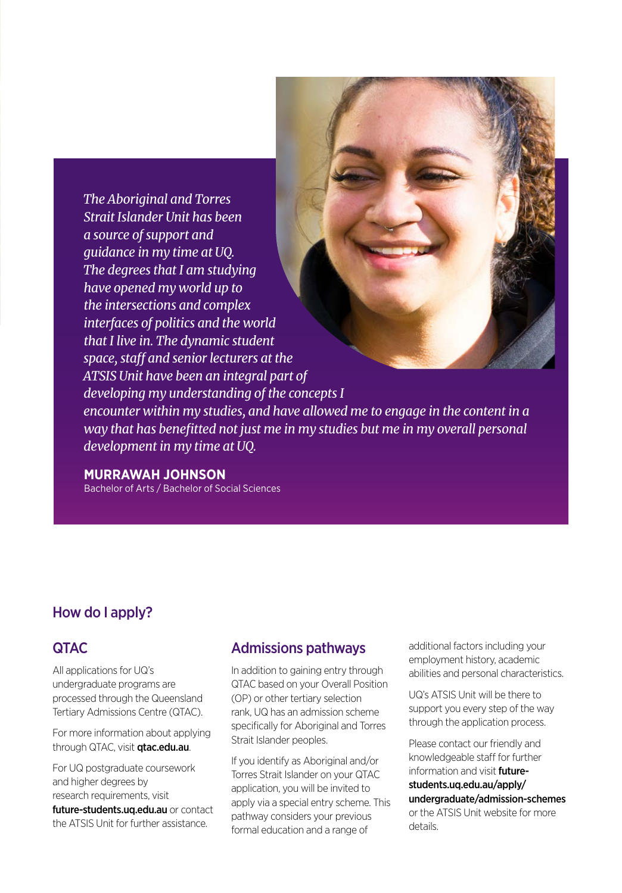*The Aboriginal and Torres Strait Islander Unit has been a source of support and guidance in my time at UQ. The degrees that I am studying have opened my world up to the intersections and complex interfaces of politics and the world that I live in. The dynamic student space, staff and senior lecturers at the ATSIS Unit have been an integral part of developing my understanding of the concepts I encounter within my studies, and have allowed me to engage in the content in a way that has benefitted not just me in my studies but me in my overall personal development in my time at UQ.*

**MURRAWAH JOHNSON**
Bachelor of Arts / Bachelor of Social Sciences

## How do I apply?

### QTAC

All applications for UQ's undergraduate programs are processed through the Queensland Tertiary Admissions Centre (QTAC).

For more information about applying through QTAC, visit **qtac.edu.au**.

For UQ postgraduate coursework and higher degrees by research requirements, visit **future-students.uq.edu.au** or contact the ATSIS Unit for further assistance.

### Admissions pathways

In addition to gaining entry through QTAC based on your Overall Position (OP) or other tertiary selection rank, UQ has an admission scheme specifically for Aboriginal and Torres Strait Islander peoples.

If you identify as Aboriginal and/or Torres Strait Islander on your QTAC application, you will be invited to apply via a special entry scheme. This pathway considers your previous formal education and a range of additional factors including your employment history, academic abilities and personal characteristics.

UQ's ATSIS Unit will be there to support you every step of the way through the application process.

Please contact our friendly and knowledgeable staff for further information and visit **future-students.uq.edu.au/apply/undergraduate/admission-schemes** or the ATSIS Unit website for more details.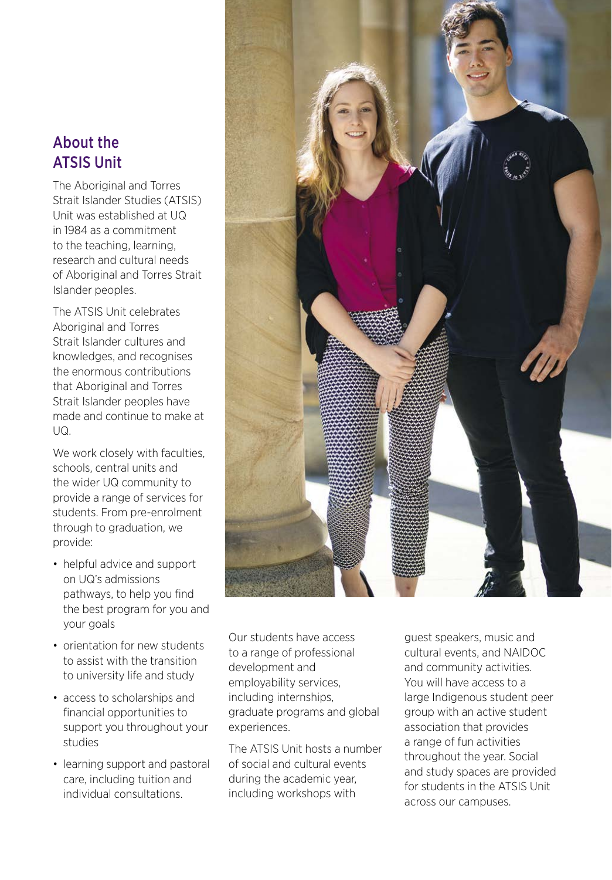## About the ATSIS Unit

The Aboriginal and Torres Strait Islander Studies (ATSIS) Unit was established at UQ in 1984 as a commitment to the teaching, learning, research and cultural needs of Aboriginal and Torres Strait Islander peoples.

The ATSIS Unit celebrates Aboriginal and Torres Strait Islander cultures and knowledges, and recognises the enormous contributions that Aboriginal and Torres Strait Islander peoples have made and continue to make at UQ.

We work closely with faculties, schools, central units and the wider UQ community to provide a range of services for students. From pre-enrolment through to graduation, we provide:

- helpful advice and support on UQ's admissions pathways, to help you find the best program for you and your goals
- orientation for new students to assist with the transition to university life and study
- access to scholarships and financial opportunities to support you throughout your studies
- learning support and pastoral care, including tuition and individual consultations.

Our students have access to a range of professional development and employability services, including internships, graduate programs and global experiences.

The ATSIS Unit hosts a number of social and cultural events during the academic year, including workshops with guest speakers, music and cultural events, and NAIDOC and community activities. You will have access to a large Indigenous student peer group with an active student association that provides a range of fun activities throughout the year. Social and study spaces are provided for students in the ATSIS Unit across our campuses.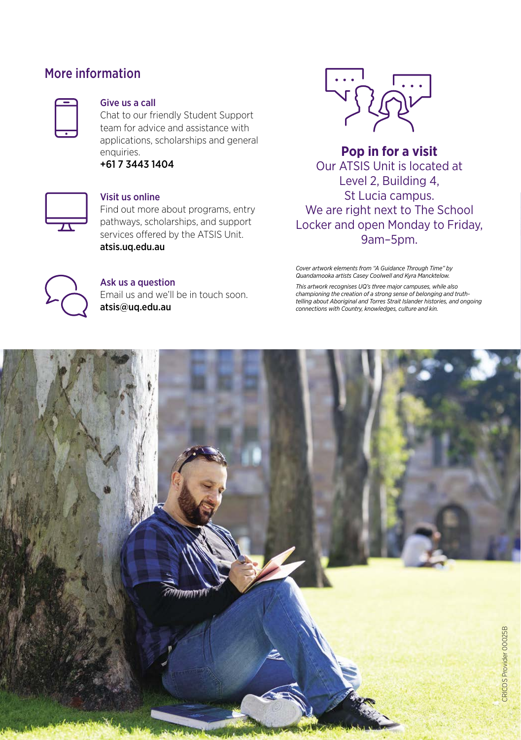## More information

### Give us a call

Chat to our friendly Student Support team for advice and assistance with applications, scholarships and general enquiries.

**+61 7 3443 1404**

### Visit us online

Find out more about programs, entry pathways, scholarships, and support services offered by the ATSIS Unit.

**atsis.uq.edu.au**

### Ask us a question

Email us and we'll be in touch soon.

**atsis@uq.edu.au**

### Pop in for a visit

Our ATSIS Unit is located at Level 2, Building 4, St Lucia campus. We are right next to The School Locker and open Monday to Friday, 9am–5pm.

*Cover artwork elements from "A Guidance Through Time" by Quandamooka artists Casey Coolwell and Kyra Mancktelow.*

*This artwork recognises UQ's three major campuses, while also championing the creation of a strong sense of belonging and truth-telling about Aboriginal and Torres Strait Islander histories, and ongoing connections with Country, knowledges, culture and kin.*

CRICOS Provider 00025B